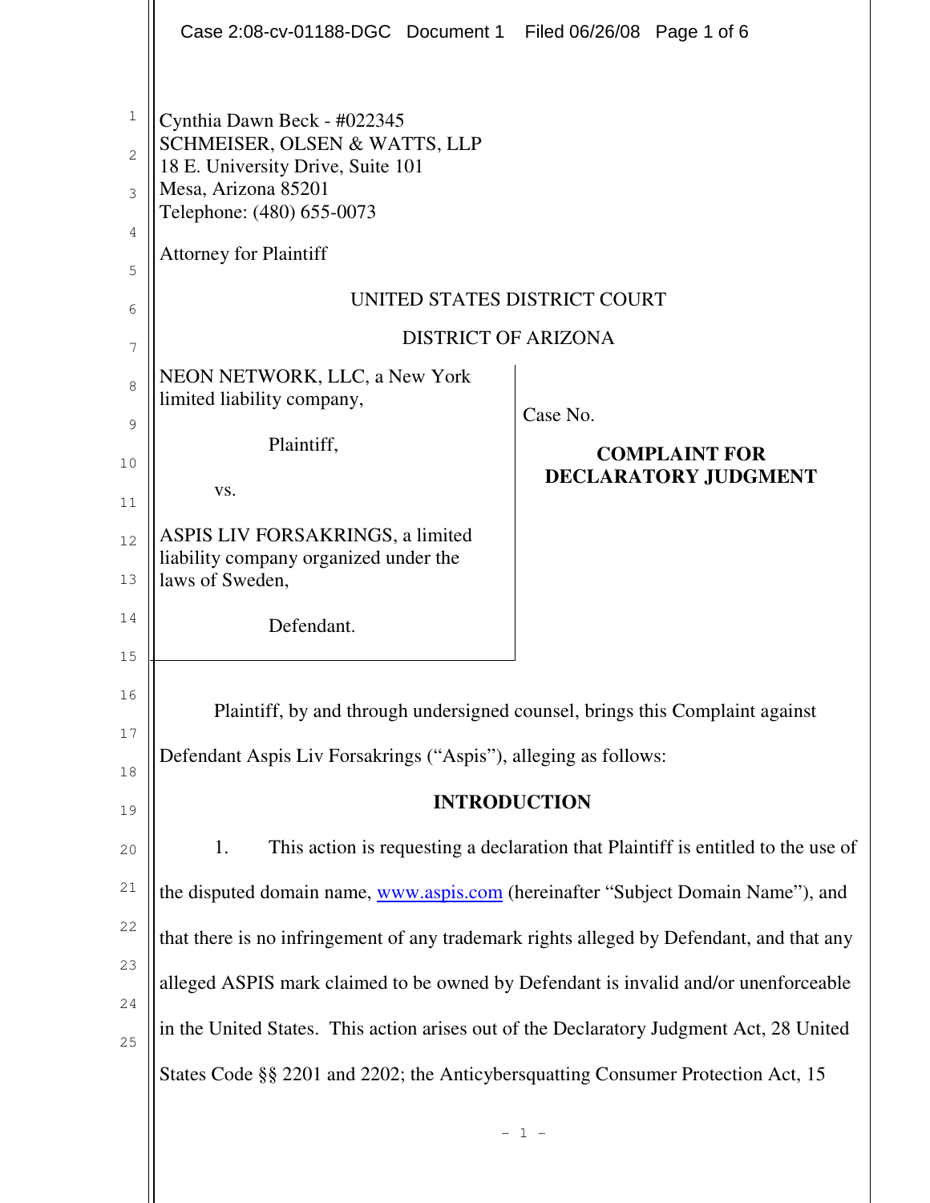Cynthia Dawn Beck - #022345
SCHMEISER, OLSEN & WATTS, LLP
18 E. University Drive, Suite 101
Mesa, Arizona 85201
Telephone: (480) 655-0073

Attorney for Plaintiff

UNITED STATES DISTRICT COURT

DISTRICT OF ARIZONA

| | |
|---|---|
| NEON NETWORK, LLC, a New York limited liability company,<br><br>Plaintiff,<br><br>vs.<br><br>ASPIS LIV FORSAKRINGS, a limited liability company organized under the laws of Sweden,<br><br>Defendant. | Case No.<br><br>**COMPLAINT FOR DECLARATORY JUDGMENT** |

Plaintiff, by and through undersigned counsel, brings this Complaint against Defendant Aspis Liv Forsakrings ("Aspis"), alleging as follows:

**INTRODUCTION**

1. This action is requesting a declaration that Plaintiff is entitled to the use of the disputed domain name, www.aspis.com (hereinafter "Subject Domain Name"), and that there is no infringement of any trademark rights alleged by Defendant, and that any alleged ASPIS mark claimed to be owned by Defendant is invalid and/or unenforceable in the United States. This action arises out of the Declaratory Judgment Act, 28 United States Code §§ 2201 and 2202; the Anticybersquatting Consumer Protection Act, 15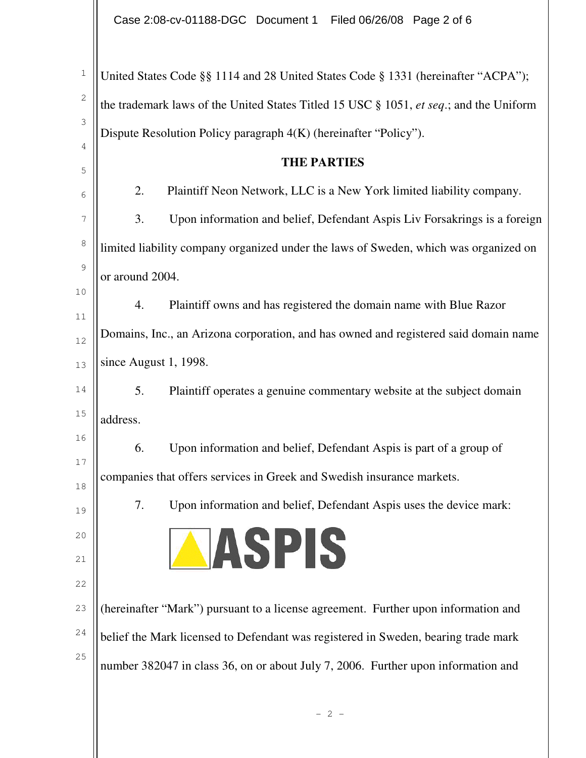United States Code §§ 1114 and 28 United States Code § 1331 (hereinafter "ACPA"); the trademark laws of the United States Titled 15 USC § 1051, *et seq*.; and the Uniform Dispute Resolution Policy paragraph 4(K) (hereinafter "Policy").

**THE PARTIES**

2. Plaintiff Neon Network, LLC is a New York limited liability company.

3. Upon information and belief, Defendant Aspis Liv Forsakrings is a foreign limited liability company organized under the laws of Sweden, which was organized on or around 2004.

4. Plaintiff owns and has registered the domain name with Blue Razor Domains, Inc., an Arizona corporation, and has owned and registered said domain name since August 1, 1998.

5. Plaintiff operates a genuine commentary website at the subject domain address.

6. Upon information and belief, Defendant Aspis is part of a group of companies that offers services in Greek and Swedish insurance markets.

7. Upon information and belief, Defendant Aspis uses the device mark:

ASPIS

(hereinafter "Mark") pursuant to a license agreement. Further upon information and belief the Mark licensed to Defendant was registered in Sweden, bearing trade mark number 382047 in class 36, on or about July 7, 2006. Further upon information and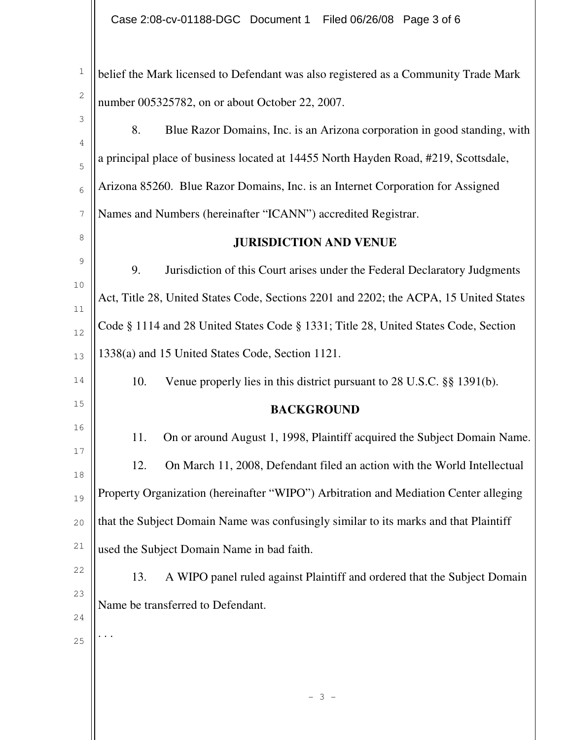belief the Mark licensed to Defendant was also registered as a Community Trade Mark number 005325782, on or about October 22, 2007.

8. Blue Razor Domains, Inc. is an Arizona corporation in good standing, with a principal place of business located at 14455 North Hayden Road, #219, Scottsdale, Arizona 85260. Blue Razor Domains, Inc. is an Internet Corporation for Assigned Names and Numbers (hereinafter "ICANN") accredited Registrar.

## JURISDICTION AND VENUE

9. Jurisdiction of this Court arises under the Federal Declaratory Judgments Act, Title 28, United States Code, Sections 2201 and 2202; the ACPA, 15 United States Code § 1114 and 28 United States Code § 1331; Title 28, United States Code, Section 1338(a) and 15 United States Code, Section 1121.

10. Venue properly lies in this district pursuant to 28 U.S.C. §§ 1391(b).

## BACKGROUND

11. On or around August 1, 1998, Plaintiff acquired the Subject Domain Name.

12. On March 11, 2008, Defendant filed an action with the World Intellectual Property Organization (hereinafter "WIPO") Arbitration and Mediation Center alleging that the Subject Domain Name was confusingly similar to its marks and that Plaintiff used the Subject Domain Name in bad faith.

13. A WIPO panel ruled against Plaintiff and ordered that the Subject Domain Name be transferred to Defendant.

. . .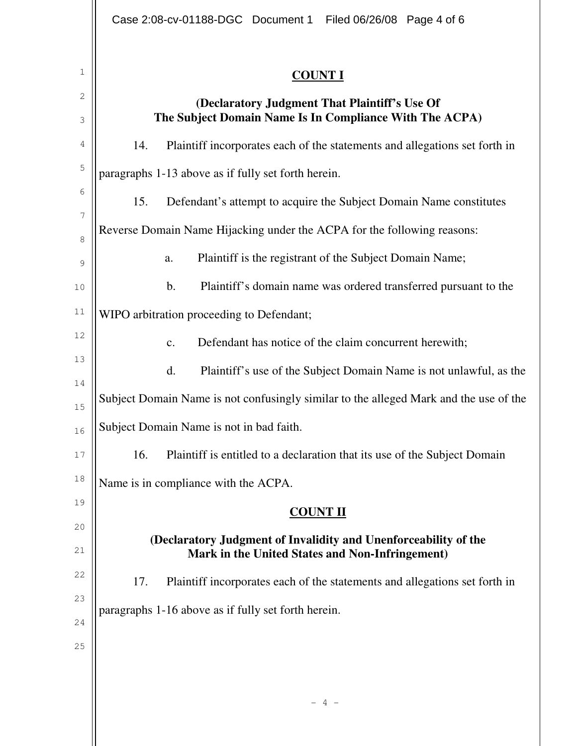**COUNT I**

**(Declaratory Judgment That Plaintiff's Use Of The Subject Domain Name Is In Compliance With The ACPA)**

14. Plaintiff incorporates each of the statements and allegations set forth in paragraphs 1-13 above as if fully set forth herein.

15. Defendant's attempt to acquire the Subject Domain Name constitutes Reverse Domain Name Hijacking under the ACPA for the following reasons:

a. Plaintiff is the registrant of the Subject Domain Name;

b. Plaintiff's domain name was ordered transferred pursuant to the WIPO arbitration proceeding to Defendant;

c. Defendant has notice of the claim concurrent herewith;

d. Plaintiff's use of the Subject Domain Name is not unlawful, as the Subject Domain Name is not confusingly similar to the alleged Mark and the use of the Subject Domain Name is not in bad faith.

16. Plaintiff is entitled to a declaration that its use of the Subject Domain Name is in compliance with the ACPA.

**COUNT II**

**(Declaratory Judgment of Invalidity and Unenforceability of the Mark in the United States and Non-Infringement)**

17. Plaintiff incorporates each of the statements and allegations set forth in paragraphs 1-16 above as if fully set forth herein.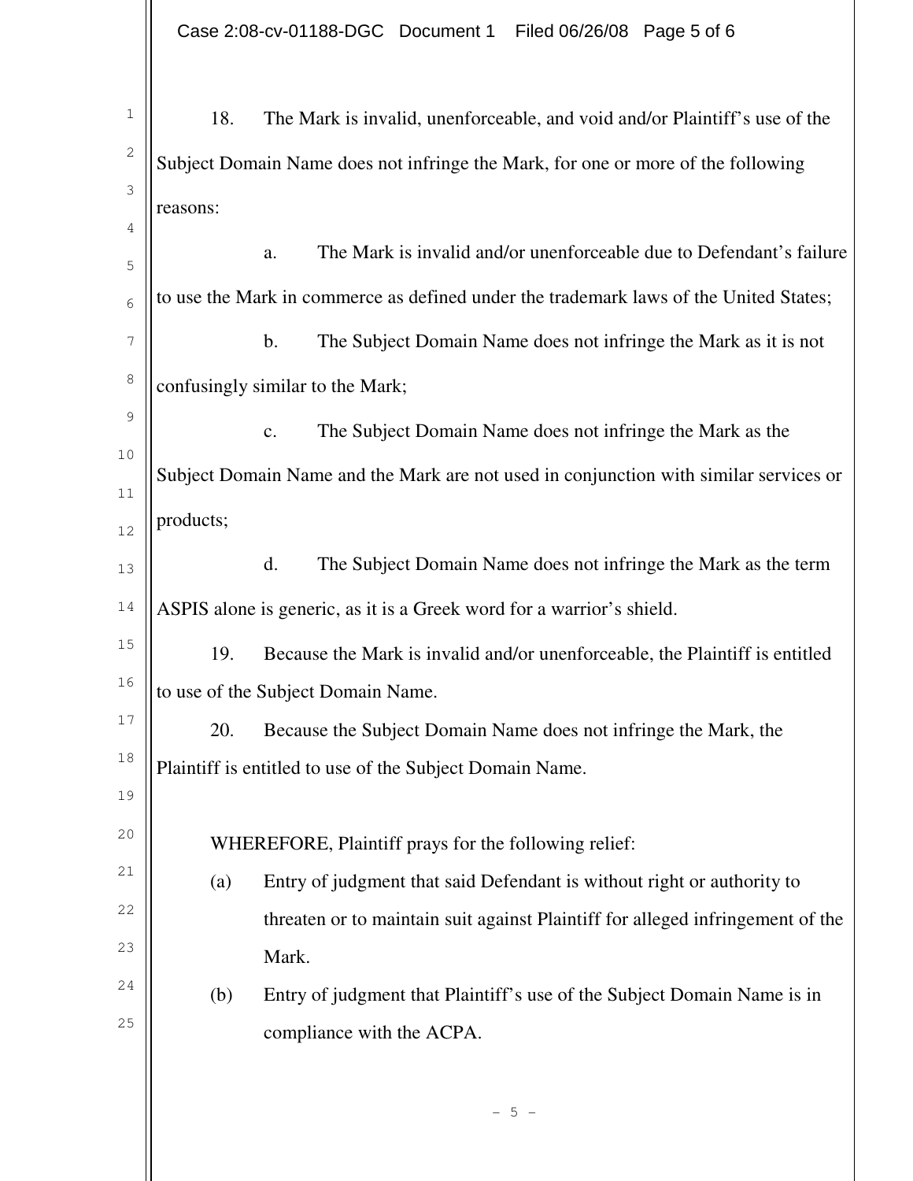18. The Mark is invalid, unenforceable, and void and/or Plaintiff's use of the Subject Domain Name does not infringe the Mark, for one or more of the following reasons:

a. The Mark is invalid and/or unenforceable due to Defendant's failure to use the Mark in commerce as defined under the trademark laws of the United States;

b. The Subject Domain Name does not infringe the Mark as it is not confusingly similar to the Mark;

c. The Subject Domain Name does not infringe the Mark as the Subject Domain Name and the Mark are not used in conjunction with similar services or products;

d. The Subject Domain Name does not infringe the Mark as the term ASPIS alone is generic, as it is a Greek word for a warrior's shield.

19. Because the Mark is invalid and/or unenforceable, the Plaintiff is entitled to use of the Subject Domain Name.

20. Because the Subject Domain Name does not infringe the Mark, the Plaintiff is entitled to use of the Subject Domain Name.

WHEREFORE, Plaintiff prays for the following relief:

(a) Entry of judgment that said Defendant is without right or authority to threaten or to maintain suit against Plaintiff for alleged infringement of the Mark.

(b) Entry of judgment that Plaintiff's use of the Subject Domain Name is in compliance with the ACPA.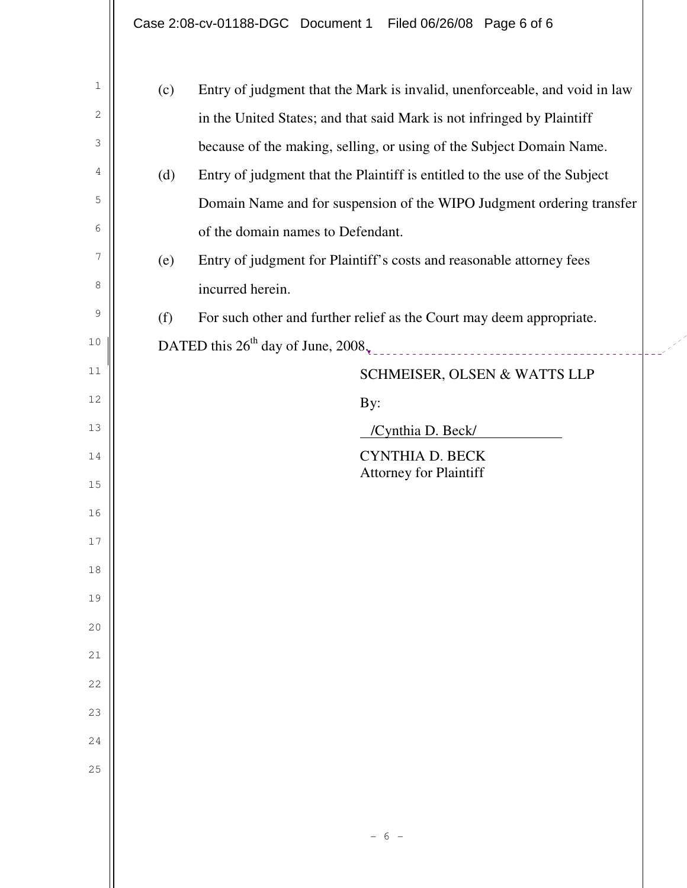(c) Entry of judgment that the Mark is invalid, unenforceable, and void in law in the United States; and that said Mark is not infringed by Plaintiff because of the making, selling, or using of the Subject Domain Name.

(d) Entry of judgment that the Plaintiff is entitled to the use of the Subject Domain Name and for suspension of the WIPO Judgment ordering transfer of the domain names to Defendant.

(e) Entry of judgment for Plaintiff's costs and reasonable attorney fees incurred herein.

(f) For such other and further relief as the Court may deem appropriate.

DATED this 26th day of June, 2008.

SCHMEISER, OLSEN & WATTS LLP

By:

/Cynthia D. Beck/

CYNTHIA D. BECK
Attorney for Plaintiff